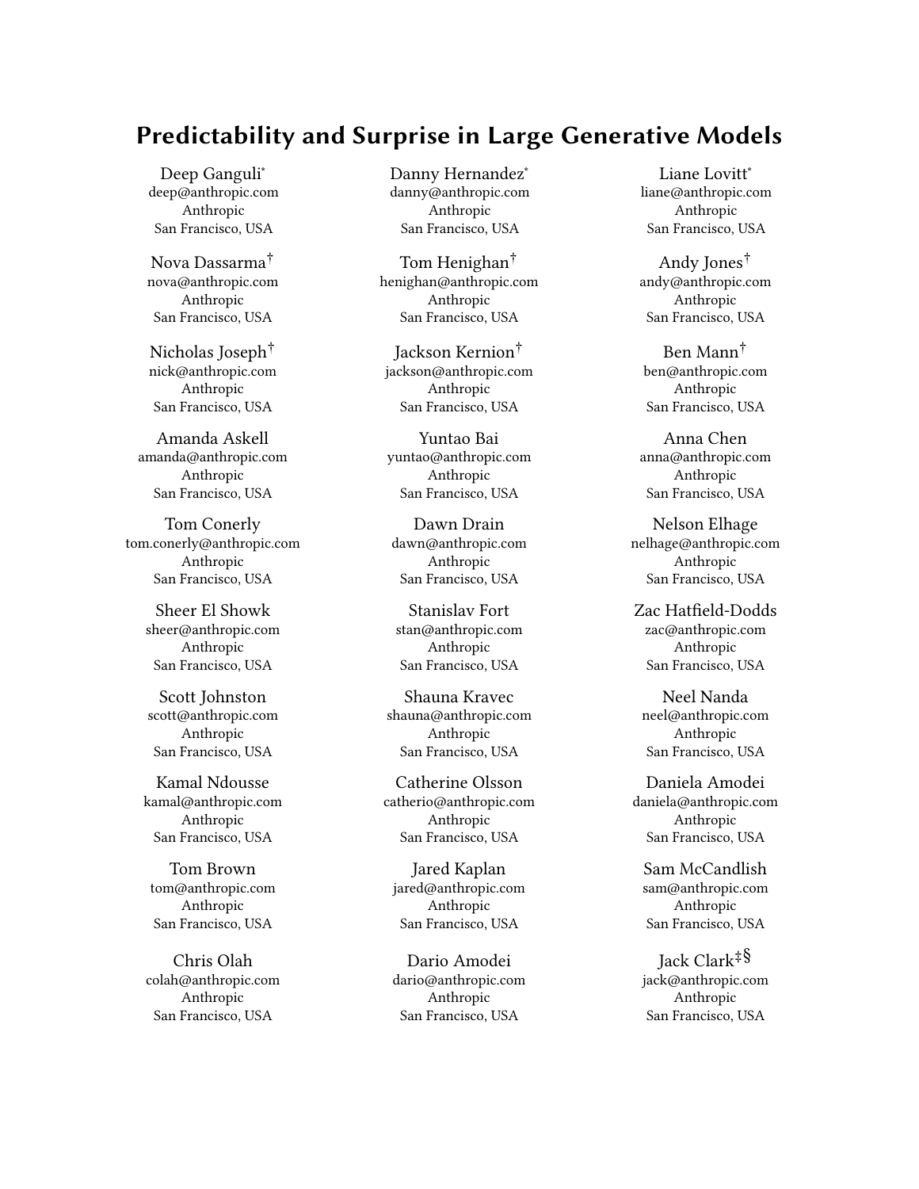# Predictability and Surprise in Large Generative Models

Deep Ganguli*
deep@anthropic.com
Anthropic
San Francisco, USA

Danny Hernandez*
danny@anthropic.com
Anthropic
San Francisco, USA

Liane Lovitt*
liane@anthropic.com
Anthropic
San Francisco, USA

Nova Dassarma†
nova@anthropic.com
Anthropic
San Francisco, USA

Tom Henighan†
henighan@anthropic.com
Anthropic
San Francisco, USA

Andy Jones†
andy@anthropic.com
Anthropic
San Francisco, USA

Nicholas Joseph†
nick@anthropic.com
Anthropic
San Francisco, USA

Jackson Kernion†
jackson@anthropic.com
Anthropic
San Francisco, USA

Ben Mann†
ben@anthropic.com
Anthropic
San Francisco, USA

Amanda Askell
amanda@anthropic.com
Anthropic
San Francisco, USA

Yuntao Bai
yuntao@anthropic.com
Anthropic
San Francisco, USA

Anna Chen
anna@anthropic.com
Anthropic
San Francisco, USA

Tom Conerly
tom.conerly@anthropic.com
Anthropic
San Francisco, USA

Dawn Drain
dawn@anthropic.com
Anthropic
San Francisco, USA

Nelson Elhage
nelhage@anthropic.com
Anthropic
San Francisco, USA

Sheer El Showk
sheer@anthropic.com
Anthropic
San Francisco, USA

Stanislav Fort
stan@anthropic.com
Anthropic
San Francisco, USA

Zac Hatfield-Dodds
zac@anthropic.com
Anthropic
San Francisco, USA

Scott Johnston
scott@anthropic.com
Anthropic
San Francisco, USA

Shauna Kravec
shauna@anthropic.com
Anthropic
San Francisco, USA

Neel Nanda
neel@anthropic.com
Anthropic
San Francisco, USA

Kamal Ndousse
kamal@anthropic.com
Anthropic
San Francisco, USA

Catherine Olsson
catherio@anthropic.com
Anthropic
San Francisco, USA

Daniela Amodei
daniela@anthropic.com
Anthropic
San Francisco, USA

Tom Brown
tom@anthropic.com
Anthropic
San Francisco, USA

Jared Kaplan
jared@anthropic.com
Anthropic
San Francisco, USA

Sam McCandlish
sam@anthropic.com
Anthropic
San Francisco, USA

Chris Olah
colah@anthropic.com
Anthropic
San Francisco, USA

Dario Amodei
dario@anthropic.com
Anthropic
San Francisco, USA

Jack Clark‡§
jack@anthropic.com
Anthropic
San Francisco, USA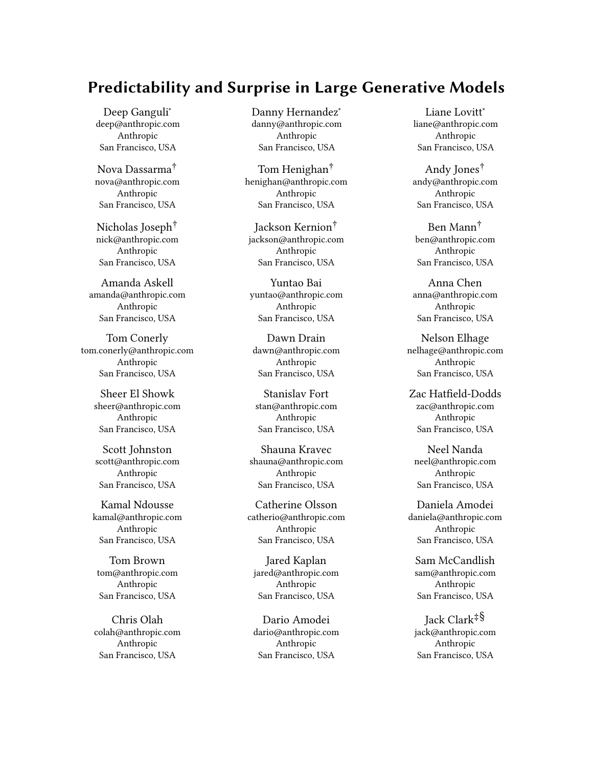# Predictability and Surprise in Large Generative Models

Deep Ganguli[*]
deep@anthropic.com
Anthropic
San Francisco, USA

Danny Hernandez[*]
danny@anthropic.com
Anthropic
San Francisco, USA

Liane Lovitt[*]
liane@anthropic.com
Anthropic
San Francisco, USA

Nova Dassarma[†]
nova@anthropic.com
Anthropic
San Francisco, USA

Tom Henighan[†]
henighan@anthropic.com
Anthropic
San Francisco, USA

Andy Jones[†]
andy@anthropic.com
Anthropic
San Francisco, USA

Nicholas Joseph[†]
nick@anthropic.com
Anthropic
San Francisco, USA

Jackson Kernion[†]
jackson@anthropic.com
Anthropic
San Francisco, USA

Ben Mann[†]
ben@anthropic.com
Anthropic
San Francisco, USA

Amanda Askell
amanda@anthropic.com
Anthropic
San Francisco, USA

Yuntao Bai
yuntao@anthropic.com
Anthropic
San Francisco, USA

Anna Chen
anna@anthropic.com
Anthropic
San Francisco, USA

Tom Conerly
tom.conerly@anthropic.com
Anthropic
San Francisco, USA

Dawn Drain
dawn@anthropic.com
Anthropic
San Francisco, USA

Nelson Elhage
nelhage@anthropic.com
Anthropic
San Francisco, USA

Sheer El Showk
sheer@anthropic.com
Anthropic
San Francisco, USA

Stanislav Fort
stan@anthropic.com
Anthropic
San Francisco, USA

Zac Hatfield-Dodds
zac@anthropic.com
Anthropic
San Francisco, USA

Scott Johnston
scott@anthropic.com
Anthropic
San Francisco, USA

Shauna Kravec
shauna@anthropic.com
Anthropic
San Francisco, USA

Neel Nanda
neel@anthropic.com
Anthropic
San Francisco, USA

Kamal Ndousse
kamal@anthropic.com
Anthropic
San Francisco, USA

Catherine Olsson
catherio@anthropic.com
Anthropic
San Francisco, USA

Daniela Amodei
daniela@anthropic.com
Anthropic
San Francisco, USA

Tom Brown
tom@anthropic.com
Anthropic
San Francisco, USA

Jared Kaplan
jared@anthropic.com
Anthropic
San Francisco, USA

Sam McCandlish
sam@anthropic.com
Anthropic
San Francisco, USA

Chris Olah
colah@anthropic.com
Anthropic
San Francisco, USA

Dario Amodei
dario@anthropic.com
Anthropic
San Francisco, USA

Jack Clark[‡§]
jack@anthropic.com
Anthropic
San Francisco, USA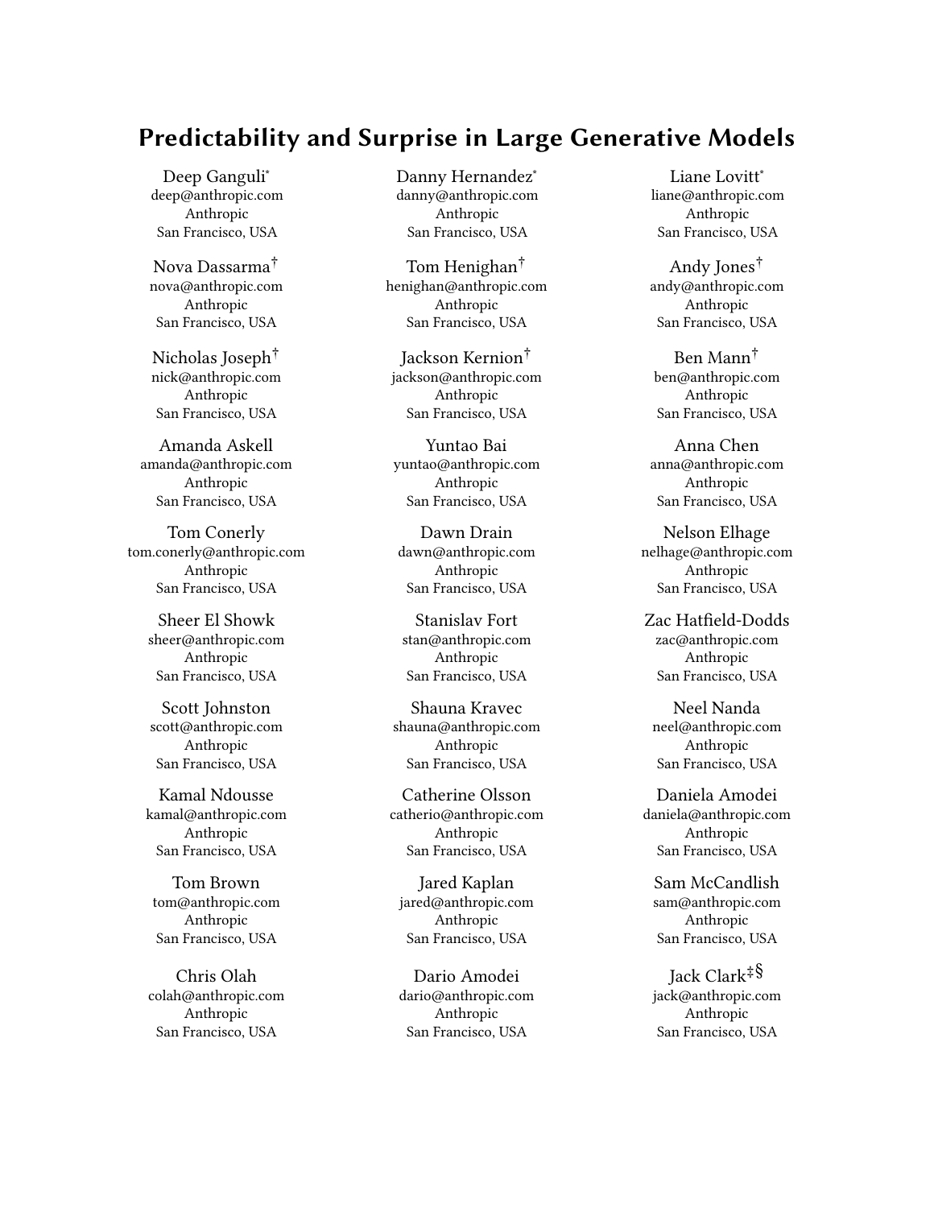# Predictability and Surprise in Large Generative Models

Deep Ganguli*
deep@anthropic.com
Anthropic
San Francisco, USA

Danny Hernandez*
danny@anthropic.com
Anthropic
San Francisco, USA

Liane Lovitt*
liane@anthropic.com
Anthropic
San Francisco, USA

Nova Dassarma†
nova@anthropic.com
Anthropic
San Francisco, USA

Tom Henighan†
henighan@anthropic.com
Anthropic
San Francisco, USA

Andy Jones†
andy@anthropic.com
Anthropic
San Francisco, USA

Nicholas Joseph†
nick@anthropic.com
Anthropic
San Francisco, USA

Jackson Kernion†
jackson@anthropic.com
Anthropic
San Francisco, USA

Ben Mann†
ben@anthropic.com
Anthropic
San Francisco, USA

Amanda Askell
amanda@anthropic.com
Anthropic
San Francisco, USA

Yuntao Bai
yuntao@anthropic.com
Anthropic
San Francisco, USA

Anna Chen
anna@anthropic.com
Anthropic
San Francisco, USA

Tom Conerly
tom.conerly@anthropic.com
Anthropic
San Francisco, USA

Dawn Drain
dawn@anthropic.com
Anthropic
San Francisco, USA

Nelson Elhage
nelhage@anthropic.com
Anthropic
San Francisco, USA

Sheer El Showk
sheer@anthropic.com
Anthropic
San Francisco, USA

Stanislav Fort
stan@anthropic.com
Anthropic
San Francisco, USA

Zac Hatfield-Dodds
zac@anthropic.com
Anthropic
San Francisco, USA

Scott Johnston
scott@anthropic.com
Anthropic
San Francisco, USA

Shauna Kravec
shauna@anthropic.com
Anthropic
San Francisco, USA

Neel Nanda
neel@anthropic.com
Anthropic
San Francisco, USA

Kamal Ndousse
kamal@anthropic.com
Anthropic
San Francisco, USA

Catherine Olsson
catherio@anthropic.com
Anthropic
San Francisco, USA

Daniela Amodei
daniela@anthropic.com
Anthropic
San Francisco, USA

Tom Brown
tom@anthropic.com
Anthropic
San Francisco, USA

Jared Kaplan
jared@anthropic.com
Anthropic
San Francisco, USA

Sam McCandlish
sam@anthropic.com
Anthropic
San Francisco, USA

Chris Olah
colah@anthropic.com
Anthropic
San Francisco, USA

Dario Amodei
dario@anthropic.com
Anthropic
San Francisco, USA

Jack Clark‡§
jack@anthropic.com
Anthropic
San Francisco, USA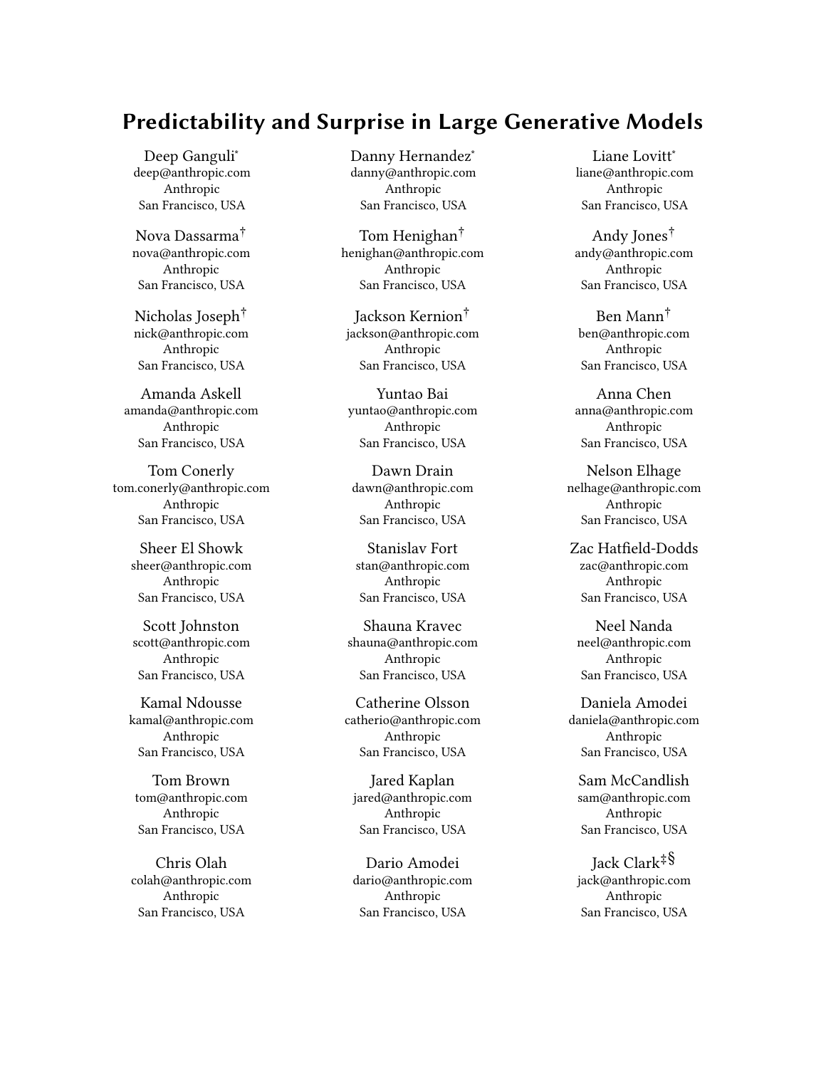# Predictability and Surprise in Large Generative Models

Deep Ganguli[*]
deep@anthropic.com
Anthropic
San Francisco, USA

Danny Hernandez[*]
danny@anthropic.com
Anthropic
San Francisco, USA

Liane Lovitt[*]
liane@anthropic.com
Anthropic
San Francisco, USA

Nova Dassarma[†]
nova@anthropic.com
Anthropic
San Francisco, USA

Tom Henighan[†]
henighan@anthropic.com
Anthropic
San Francisco, USA

Andy Jones[†]
andy@anthropic.com
Anthropic
San Francisco, USA

Nicholas Joseph[†]
nick@anthropic.com
Anthropic
San Francisco, USA

Jackson Kernion[†]
jackson@anthropic.com
Anthropic
San Francisco, USA

Ben Mann[†]
ben@anthropic.com
Anthropic
San Francisco, USA

Amanda Askell
amanda@anthropic.com
Anthropic
San Francisco, USA

Yuntao Bai
yuntao@anthropic.com
Anthropic
San Francisco, USA

Anna Chen
anna@anthropic.com
Anthropic
San Francisco, USA

Tom Conerly
tom.conerly@anthropic.com
Anthropic
San Francisco, USA

Dawn Drain
dawn@anthropic.com
Anthropic
San Francisco, USA

Nelson Elhage
nelhage@anthropic.com
Anthropic
San Francisco, USA

Sheer El Showk
sheer@anthropic.com
Anthropic
San Francisco, USA

Stanislav Fort
stan@anthropic.com
Anthropic
San Francisco, USA

Zac Hatfield-Dodds
zac@anthropic.com
Anthropic
San Francisco, USA

Scott Johnston
scott@anthropic.com
Anthropic
San Francisco, USA

Shauna Kravec
shauna@anthropic.com
Anthropic
San Francisco, USA

Neel Nanda
neel@anthropic.com
Anthropic
San Francisco, USA

Kamal Ndousse
kamal@anthropic.com
Anthropic
San Francisco, USA

Catherine Olsson
catherio@anthropic.com
Anthropic
San Francisco, USA

Daniela Amodei
daniela@anthropic.com
Anthropic
San Francisco, USA

Tom Brown
tom@anthropic.com
Anthropic
San Francisco, USA

Jared Kaplan
jared@anthropic.com
Anthropic
San Francisco, USA

Sam McCandlish
sam@anthropic.com
Anthropic
San Francisco, USA

Chris Olah
colah@anthropic.com
Anthropic
San Francisco, USA

Dario Amodei
dario@anthropic.com
Anthropic
San Francisco, USA

Jack Clark[‡§]
jack@anthropic.com
Anthropic
San Francisco, USA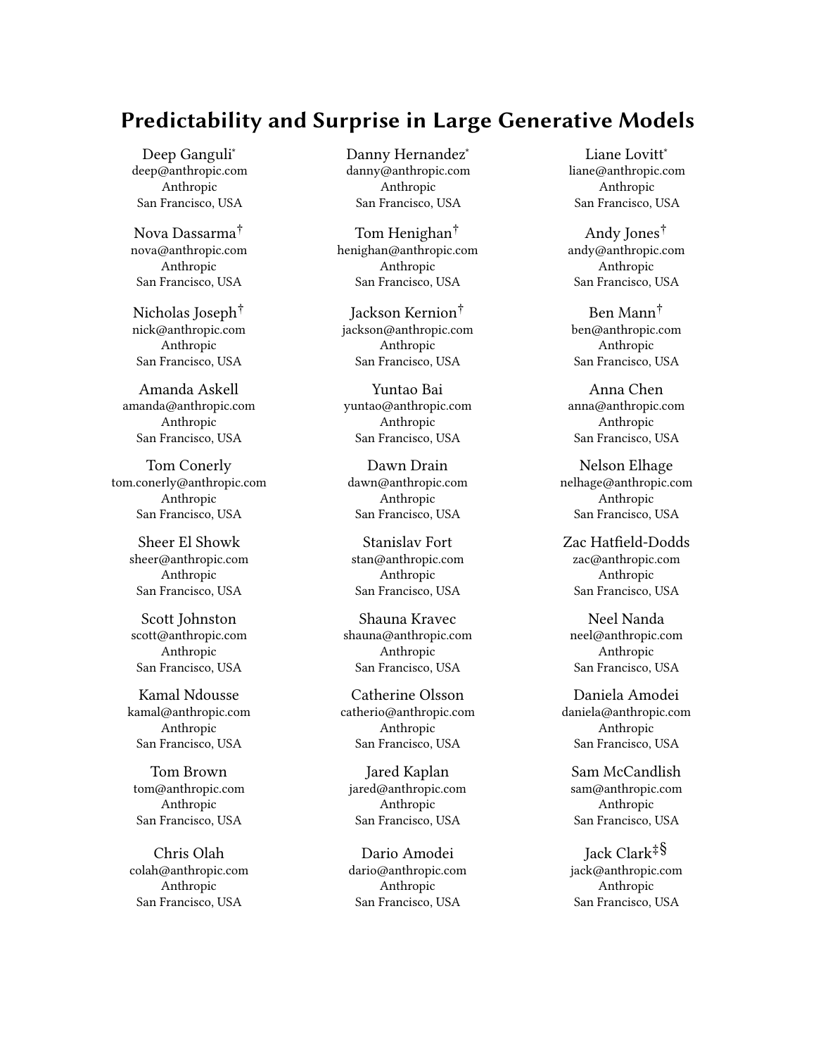# Predictability and Surprise in Large Generative Models

Deep Ganguli[*]
deep@anthropic.com
Anthropic
San Francisco, USA

Danny Hernandez[*]
danny@anthropic.com
Anthropic
San Francisco, USA

Liane Lovitt[*]
liane@anthropic.com
Anthropic
San Francisco, USA

Nova Dassarma[†]
nova@anthropic.com
Anthropic
San Francisco, USA

Tom Henighan[†]
henighan@anthropic.com
Anthropic
San Francisco, USA

Andy Jones[†]
andy@anthropic.com
Anthropic
San Francisco, USA

Nicholas Joseph[†]
nick@anthropic.com
Anthropic
San Francisco, USA

Jackson Kernion[†]
jackson@anthropic.com
Anthropic
San Francisco, USA

Ben Mann[†]
ben@anthropic.com
Anthropic
San Francisco, USA

Amanda Askell
amanda@anthropic.com
Anthropic
San Francisco, USA

Yuntao Bai
yuntao@anthropic.com
Anthropic
San Francisco, USA

Anna Chen
anna@anthropic.com
Anthropic
San Francisco, USA

Tom Conerly
tom.conerly@anthropic.com
Anthropic
San Francisco, USA

Dawn Drain
dawn@anthropic.com
Anthropic
San Francisco, USA

Nelson Elhage
nelhage@anthropic.com
Anthropic
San Francisco, USA

Sheer El Showk
sheer@anthropic.com
Anthropic
San Francisco, USA

Stanislav Fort
stan@anthropic.com
Anthropic
San Francisco, USA

Zac Hatfield-Dodds
zac@anthropic.com
Anthropic
San Francisco, USA

Scott Johnston
scott@anthropic.com
Anthropic
San Francisco, USA

Shauna Kravec
shauna@anthropic.com
Anthropic
San Francisco, USA

Neel Nanda
neel@anthropic.com
Anthropic
San Francisco, USA

Kamal Ndousse
kamal@anthropic.com
Anthropic
San Francisco, USA

Catherine Olsson
catherio@anthropic.com
Anthropic
San Francisco, USA

Daniela Amodei
daniela@anthropic.com
Anthropic
San Francisco, USA

Tom Brown
tom@anthropic.com
Anthropic
San Francisco, USA

Jared Kaplan
jared@anthropic.com
Anthropic
San Francisco, USA

Sam McCandlish
sam@anthropic.com
Anthropic
San Francisco, USA

Chris Olah
colah@anthropic.com
Anthropic
San Francisco, USA

Dario Amodei
dario@anthropic.com
Anthropic
San Francisco, USA

Jack Clark[‡§]
jack@anthropic.com
Anthropic
San Francisco, USA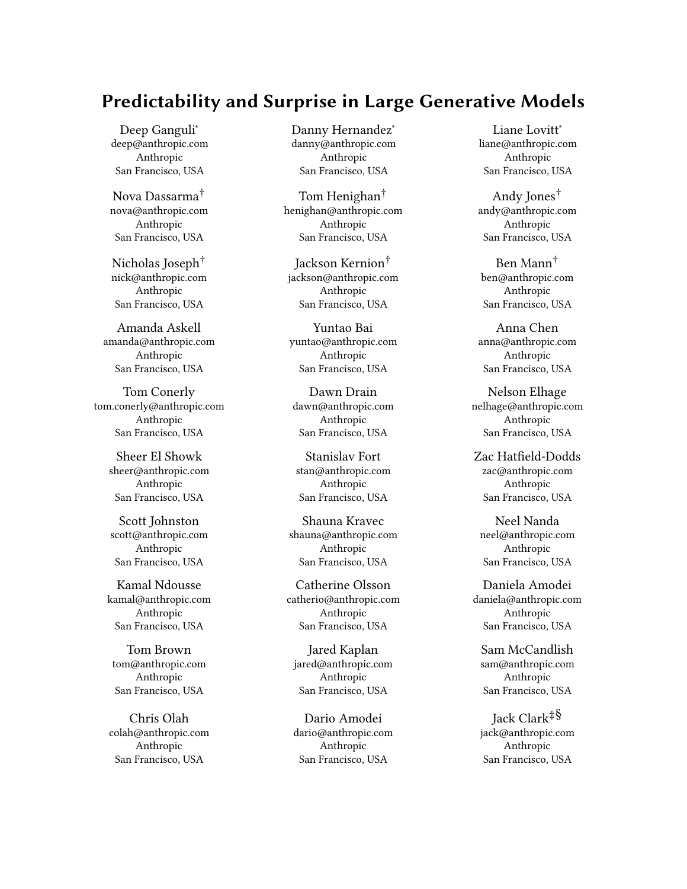# Predictability and Surprise in Large Generative Models

Deep Ganguli*
deep@anthropic.com
Anthropic
San Francisco, USA

Danny Hernandez*
danny@anthropic.com
Anthropic
San Francisco, USA

Liane Lovitt*
liane@anthropic.com
Anthropic
San Francisco, USA

Nova Dassarma†
nova@anthropic.com
Anthropic
San Francisco, USA

Tom Henighan†
henighan@anthropic.com
Anthropic
San Francisco, USA

Andy Jones†
andy@anthropic.com
Anthropic
San Francisco, USA

Nicholas Joseph†
nick@anthropic.com
Anthropic
San Francisco, USA

Jackson Kernion†
jackson@anthropic.com
Anthropic
San Francisco, USA

Ben Mann†
ben@anthropic.com
Anthropic
San Francisco, USA

Amanda Askell
amanda@anthropic.com
Anthropic
San Francisco, USA

Yuntao Bai
yuntao@anthropic.com
Anthropic
San Francisco, USA

Anna Chen
anna@anthropic.com
Anthropic
San Francisco, USA

Tom Conerly
tom.conerly@anthropic.com
Anthropic
San Francisco, USA

Dawn Drain
dawn@anthropic.com
Anthropic
San Francisco, USA

Nelson Elhage
nelhage@anthropic.com
Anthropic
San Francisco, USA

Sheer El Showk
sheer@anthropic.com
Anthropic
San Francisco, USA

Stanislav Fort
stan@anthropic.com
Anthropic
San Francisco, USA

Zac Hatfield-Dodds
zac@anthropic.com
Anthropic
San Francisco, USA

Scott Johnston
scott@anthropic.com
Anthropic
San Francisco, USA

Shauna Kravec
shauna@anthropic.com
Anthropic
San Francisco, USA

Neel Nanda
neel@anthropic.com
Anthropic
San Francisco, USA

Kamal Ndousse
kamal@anthropic.com
Anthropic
San Francisco, USA

Catherine Olsson
catherio@anthropic.com
Anthropic
San Francisco, USA

Daniela Amodei
daniela@anthropic.com
Anthropic
San Francisco, USA

Tom Brown
tom@anthropic.com
Anthropic
San Francisco, USA

Jared Kaplan
jared@anthropic.com
Anthropic
San Francisco, USA

Sam McCandlish
sam@anthropic.com
Anthropic
San Francisco, USA

Chris Olah
colah@anthropic.com
Anthropic
San Francisco, USA

Dario Amodei
dario@anthropic.com
Anthropic
San Francisco, USA

Jack Clark‡§
jack@anthropic.com
Anthropic
San Francisco, USA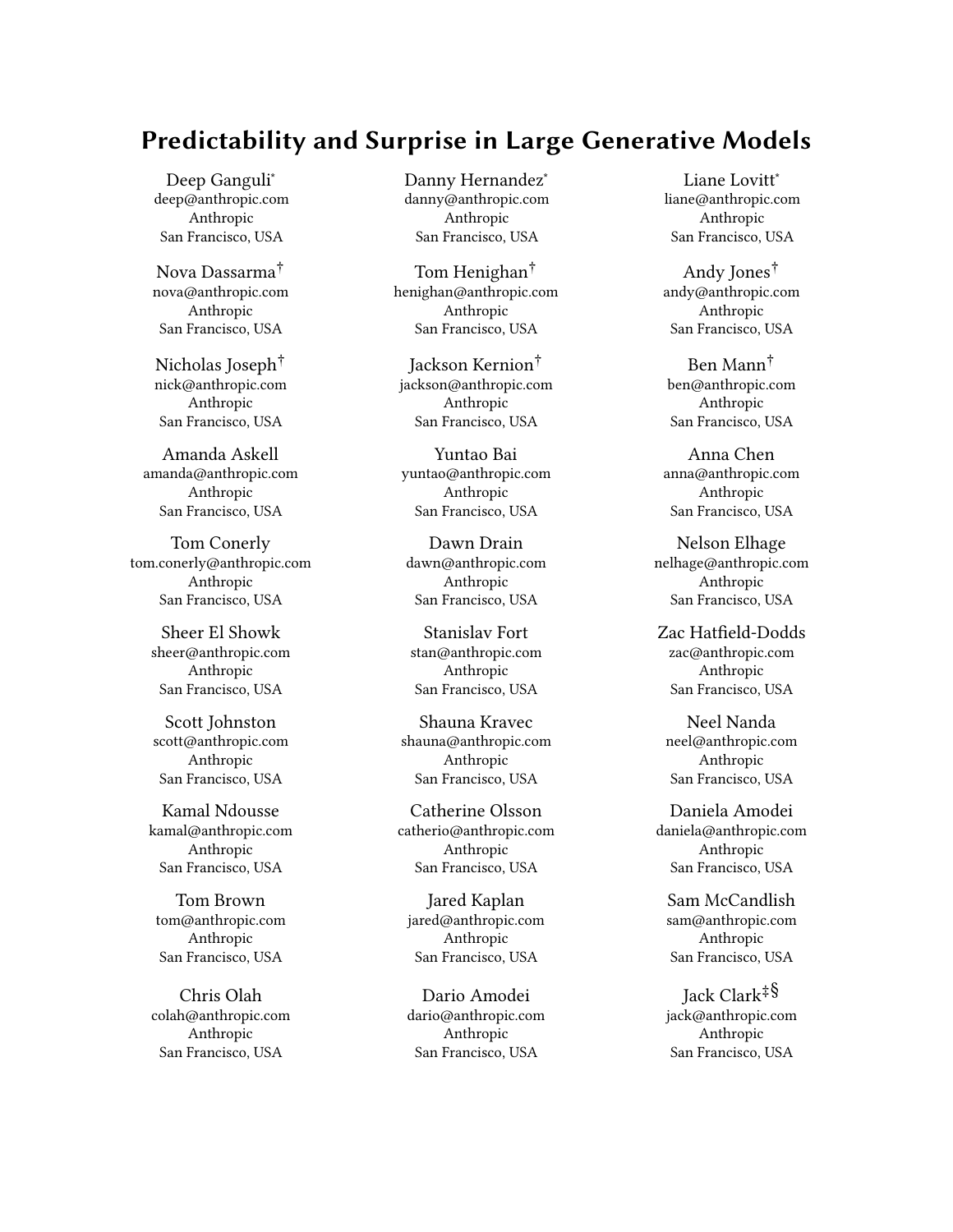# Predictability and Surprise in Large Generative Models

Deep Ganguli*
deep@anthropic.com
Anthropic
San Francisco, USA

Danny Hernandez*
danny@anthropic.com
Anthropic
San Francisco, USA

Liane Lovitt*
liane@anthropic.com
Anthropic
San Francisco, USA

Nova Dassarma†
nova@anthropic.com
Anthropic
San Francisco, USA

Tom Henighan†
henighan@anthropic.com
Anthropic
San Francisco, USA

Andy Jones†
andy@anthropic.com
Anthropic
San Francisco, USA

Nicholas Joseph†
nick@anthropic.com
Anthropic
San Francisco, USA

Jackson Kernion†
jackson@anthropic.com
Anthropic
San Francisco, USA

Ben Mann†
ben@anthropic.com
Anthropic
San Francisco, USA

Amanda Askell
amanda@anthropic.com
Anthropic
San Francisco, USA

Yuntao Bai
yuntao@anthropic.com
Anthropic
San Francisco, USA

Anna Chen
anna@anthropic.com
Anthropic
San Francisco, USA

Tom Conerly
tom.conerly@anthropic.com
Anthropic
San Francisco, USA

Dawn Drain
dawn@anthropic.com
Anthropic
San Francisco, USA

Nelson Elhage
nelhage@anthropic.com
Anthropic
San Francisco, USA

Sheer El Showk
sheer@anthropic.com
Anthropic
San Francisco, USA

Stanislav Fort
stan@anthropic.com
Anthropic
San Francisco, USA

Zac Hatfield-Dodds
zac@anthropic.com
Anthropic
San Francisco, USA

Scott Johnston
scott@anthropic.com
Anthropic
San Francisco, USA

Shauna Kravec
shauna@anthropic.com
Anthropic
San Francisco, USA

Neel Nanda
neel@anthropic.com
Anthropic
San Francisco, USA

Kamal Ndousse
kamal@anthropic.com
Anthropic
San Francisco, USA

Catherine Olsson
catherio@anthropic.com
Anthropic
San Francisco, USA

Daniela Amodei
daniela@anthropic.com
Anthropic
San Francisco, USA

Tom Brown
tom@anthropic.com
Anthropic
San Francisco, USA

Jared Kaplan
jared@anthropic.com
Anthropic
San Francisco, USA

Sam McCandlish
sam@anthropic.com
Anthropic
San Francisco, USA

Chris Olah
colah@anthropic.com
Anthropic
San Francisco, USA

Dario Amodei
dario@anthropic.com
Anthropic
San Francisco, USA

Jack Clark‡§
jack@anthropic.com
Anthropic
San Francisco, USA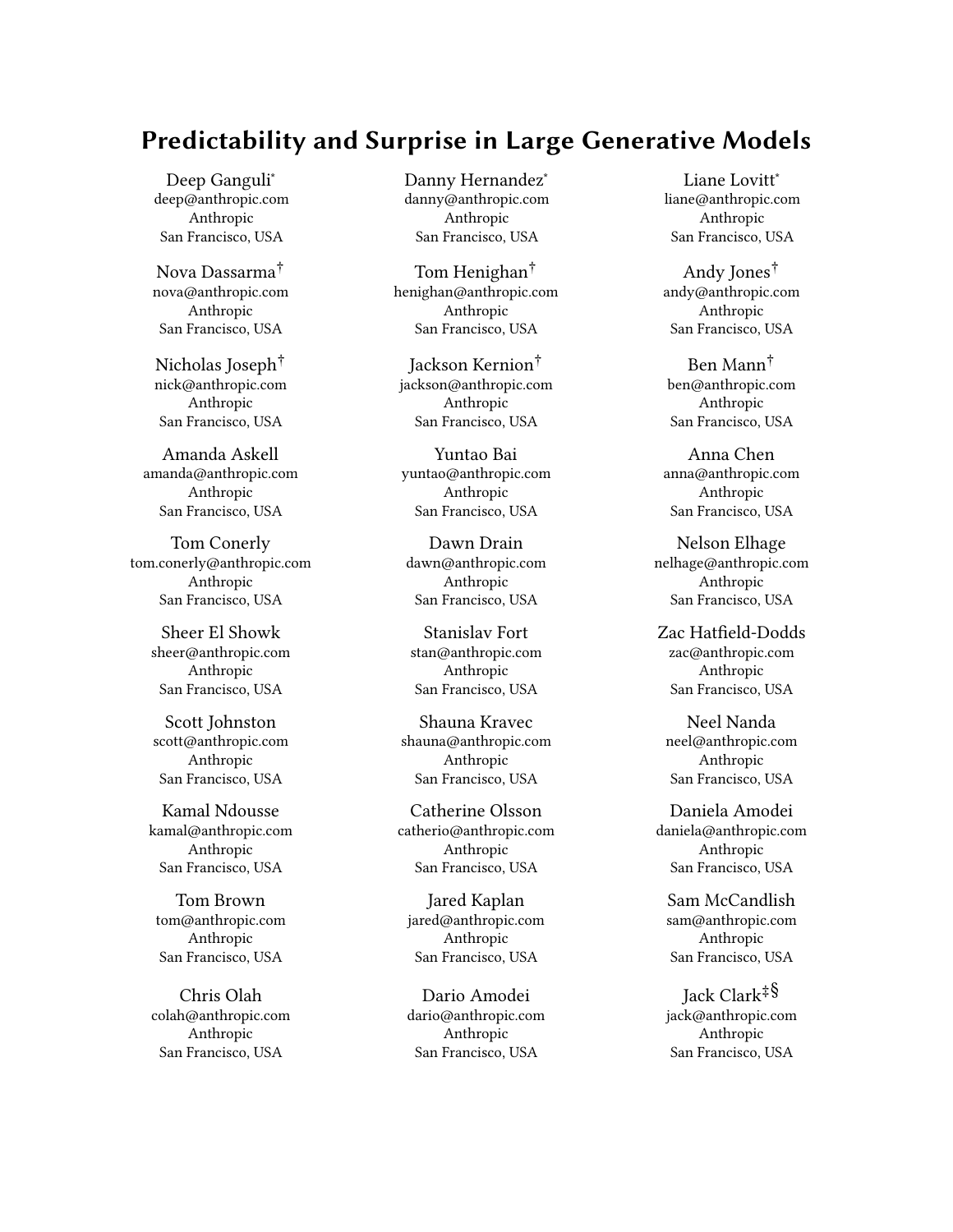# Predictability and Surprise in Large Generative Models

Deep Ganguli[*]
deep@anthropic.com
Anthropic
San Francisco, USA

Danny Hernandez[*]
danny@anthropic.com
Anthropic
San Francisco, USA

Liane Lovitt[*]
liane@anthropic.com
Anthropic
San Francisco, USA

Nova Dassarma[†]
nova@anthropic.com
Anthropic
San Francisco, USA

Tom Henighan[†]
henighan@anthropic.com
Anthropic
San Francisco, USA

Andy Jones[†]
andy@anthropic.com
Anthropic
San Francisco, USA

Nicholas Joseph[†]
nick@anthropic.com
Anthropic
San Francisco, USA

Jackson Kernion[†]
jackson@anthropic.com
Anthropic
San Francisco, USA

Ben Mann[†]
ben@anthropic.com
Anthropic
San Francisco, USA

Amanda Askell
amanda@anthropic.com
Anthropic
San Francisco, USA

Yuntao Bai
yuntao@anthropic.com
Anthropic
San Francisco, USA

Anna Chen
anna@anthropic.com
Anthropic
San Francisco, USA

Tom Conerly
tom.conerly@anthropic.com
Anthropic
San Francisco, USA

Dawn Drain
dawn@anthropic.com
Anthropic
San Francisco, USA

Nelson Elhage
nelhage@anthropic.com
Anthropic
San Francisco, USA

Sheer El Showk
sheer@anthropic.com
Anthropic
San Francisco, USA

Stanislav Fort
stan@anthropic.com
Anthropic
San Francisco, USA

Zac Hatfield-Dodds
zac@anthropic.com
Anthropic
San Francisco, USA

Scott Johnston
scott@anthropic.com
Anthropic
San Francisco, USA

Shauna Kravec
shauna@anthropic.com
Anthropic
San Francisco, USA

Neel Nanda
neel@anthropic.com
Anthropic
San Francisco, USA

Kamal Ndousse
kamal@anthropic.com
Anthropic
San Francisco, USA

Catherine Olsson
catherio@anthropic.com
Anthropic
San Francisco, USA

Daniela Amodei
daniela@anthropic.com
Anthropic
San Francisco, USA

Tom Brown
tom@anthropic.com
Anthropic
San Francisco, USA

Jared Kaplan
jared@anthropic.com
Anthropic
San Francisco, USA

Sam McCandlish
sam@anthropic.com
Anthropic
San Francisco, USA

Chris Olah
colah@anthropic.com
Anthropic
San Francisco, USA

Dario Amodei
dario@anthropic.com
Anthropic
San Francisco, USA

Jack Clark[‡§]
jack@anthropic.com
Anthropic
San Francisco, USA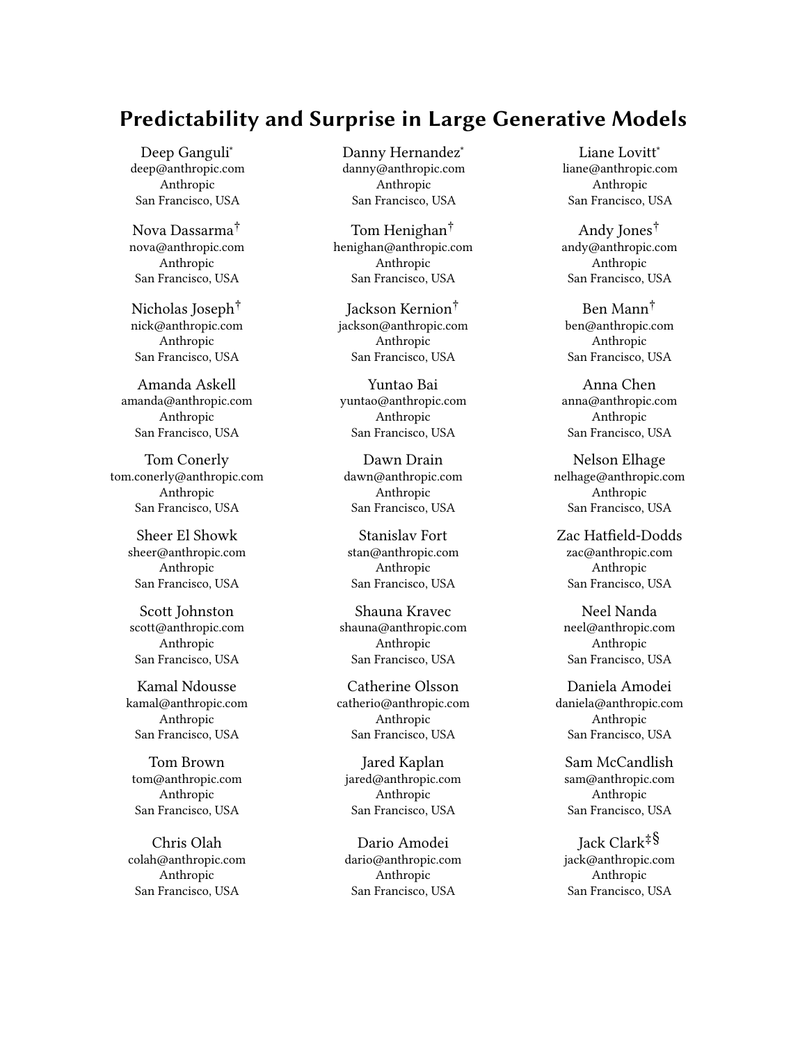# Predictability and Surprise in Large Generative Models

Deep Ganguli*
deep@anthropic.com
Anthropic
San Francisco, USA

Danny Hernandez*
danny@anthropic.com
Anthropic
San Francisco, USA

Liane Lovitt*
liane@anthropic.com
Anthropic
San Francisco, USA

Nova Dassarma†
nova@anthropic.com
Anthropic
San Francisco, USA

Tom Henighan†
henighan@anthropic.com
Anthropic
San Francisco, USA

Andy Jones†
andy@anthropic.com
Anthropic
San Francisco, USA

Nicholas Joseph†
nick@anthropic.com
Anthropic
San Francisco, USA

Jackson Kernion†
jackson@anthropic.com
Anthropic
San Francisco, USA

Ben Mann†
ben@anthropic.com
Anthropic
San Francisco, USA

Amanda Askell
amanda@anthropic.com
Anthropic
San Francisco, USA

Yuntao Bai
yuntao@anthropic.com
Anthropic
San Francisco, USA

Anna Chen
anna@anthropic.com
Anthropic
San Francisco, USA

Tom Conerly
tom.conerly@anthropic.com
Anthropic
San Francisco, USA

Dawn Drain
dawn@anthropic.com
Anthropic
San Francisco, USA

Nelson Elhage
nelhage@anthropic.com
Anthropic
San Francisco, USA

Sheer El Showk
sheer@anthropic.com
Anthropic
San Francisco, USA

Stanislav Fort
stan@anthropic.com
Anthropic
San Francisco, USA

Zac Hatfield-Dodds
zac@anthropic.com
Anthropic
San Francisco, USA

Scott Johnston
scott@anthropic.com
Anthropic
San Francisco, USA

Shauna Kravec
shauna@anthropic.com
Anthropic
San Francisco, USA

Neel Nanda
neel@anthropic.com
Anthropic
San Francisco, USA

Kamal Ndousse
kamal@anthropic.com
Anthropic
San Francisco, USA

Catherine Olsson
catherio@anthropic.com
Anthropic
San Francisco, USA

Daniela Amodei
daniela@anthropic.com
Anthropic
San Francisco, USA

Tom Brown
tom@anthropic.com
Anthropic
San Francisco, USA

Jared Kaplan
jared@anthropic.com
Anthropic
San Francisco, USA

Sam McCandlish
sam@anthropic.com
Anthropic
San Francisco, USA

Chris Olah
colah@anthropic.com
Anthropic
San Francisco, USA

Dario Amodei
dario@anthropic.com
Anthropic
San Francisco, USA

Jack Clark‡§
jack@anthropic.com
Anthropic
San Francisco, USA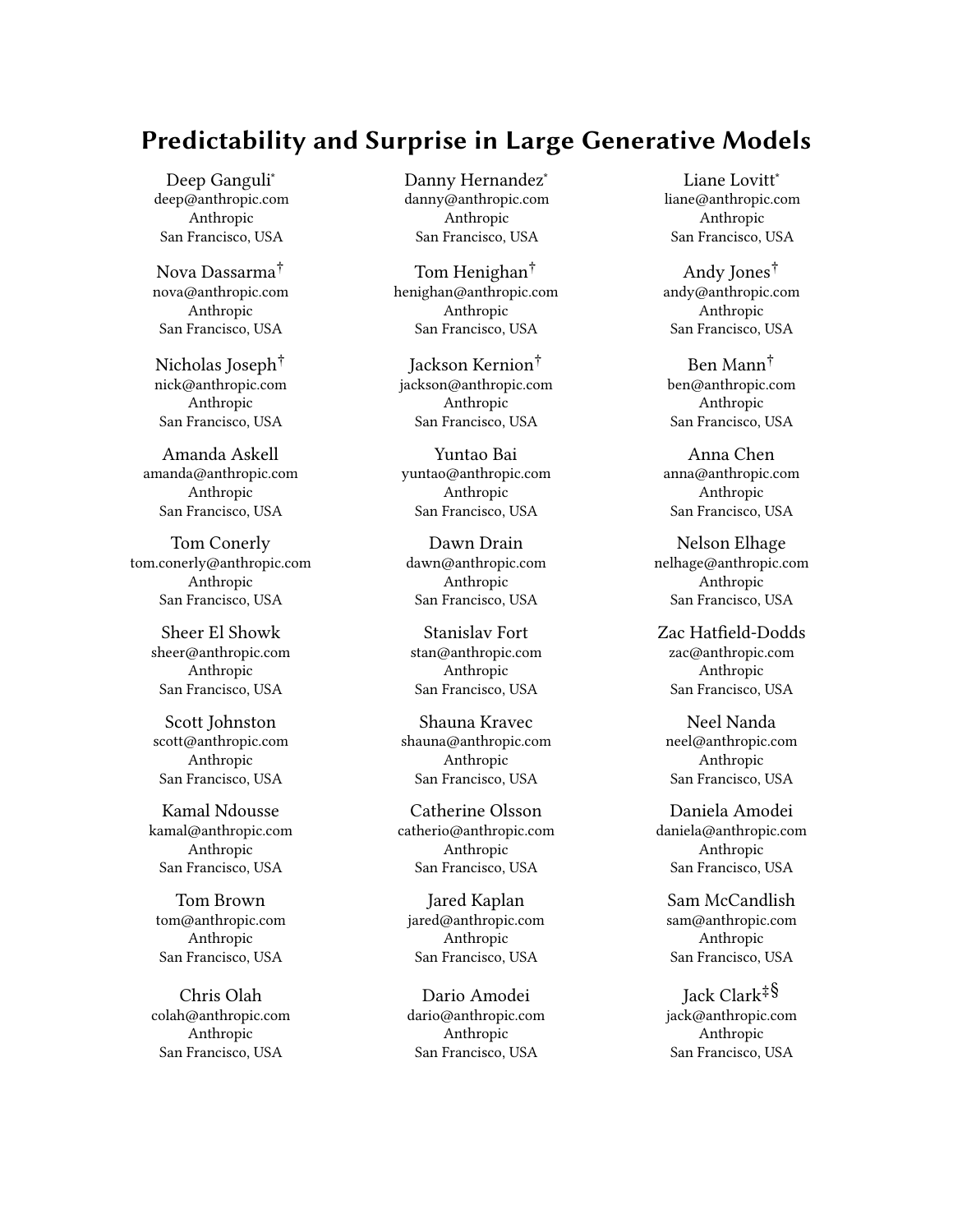# Predictability and Surprise in Large Generative Models

Deep Ganguli*
deep@anthropic.com
Anthropic
San Francisco, USA

Danny Hernandez*
danny@anthropic.com
Anthropic
San Francisco, USA

Liane Lovitt*
liane@anthropic.com
Anthropic
San Francisco, USA

Nova Dassarma†
nova@anthropic.com
Anthropic
San Francisco, USA

Tom Henighan†
henighan@anthropic.com
Anthropic
San Francisco, USA

Andy Jones†
andy@anthropic.com
Anthropic
San Francisco, USA

Nicholas Joseph†
nick@anthropic.com
Anthropic
San Francisco, USA

Jackson Kernion†
jackson@anthropic.com
Anthropic
San Francisco, USA

Ben Mann†
ben@anthropic.com
Anthropic
San Francisco, USA

Amanda Askell
amanda@anthropic.com
Anthropic
San Francisco, USA

Yuntao Bai
yuntao@anthropic.com
Anthropic
San Francisco, USA

Anna Chen
anna@anthropic.com
Anthropic
San Francisco, USA

Tom Conerly
tom.conerly@anthropic.com
Anthropic
San Francisco, USA

Dawn Drain
dawn@anthropic.com
Anthropic
San Francisco, USA

Nelson Elhage
nelhage@anthropic.com
Anthropic
San Francisco, USA

Sheer El Showk
sheer@anthropic.com
Anthropic
San Francisco, USA

Stanislav Fort
stan@anthropic.com
Anthropic
San Francisco, USA

Zac Hatfield-Dodds
zac@anthropic.com
Anthropic
San Francisco, USA

Scott Johnston
scott@anthropic.com
Anthropic
San Francisco, USA

Shauna Kravec
shauna@anthropic.com
Anthropic
San Francisco, USA

Neel Nanda
neel@anthropic.com
Anthropic
San Francisco, USA

Kamal Ndousse
kamal@anthropic.com
Anthropic
San Francisco, USA

Catherine Olsson
catherio@anthropic.com
Anthropic
San Francisco, USA

Daniela Amodei
daniela@anthropic.com
Anthropic
San Francisco, USA

Tom Brown
tom@anthropic.com
Anthropic
San Francisco, USA

Jared Kaplan
jared@anthropic.com
Anthropic
San Francisco, USA

Sam McCandlish
sam@anthropic.com
Anthropic
San Francisco, USA

Chris Olah
colah@anthropic.com
Anthropic
San Francisco, USA

Dario Amodei
dario@anthropic.com
Anthropic
San Francisco, USA

Jack Clark‡§
jack@anthropic.com
Anthropic
San Francisco, USA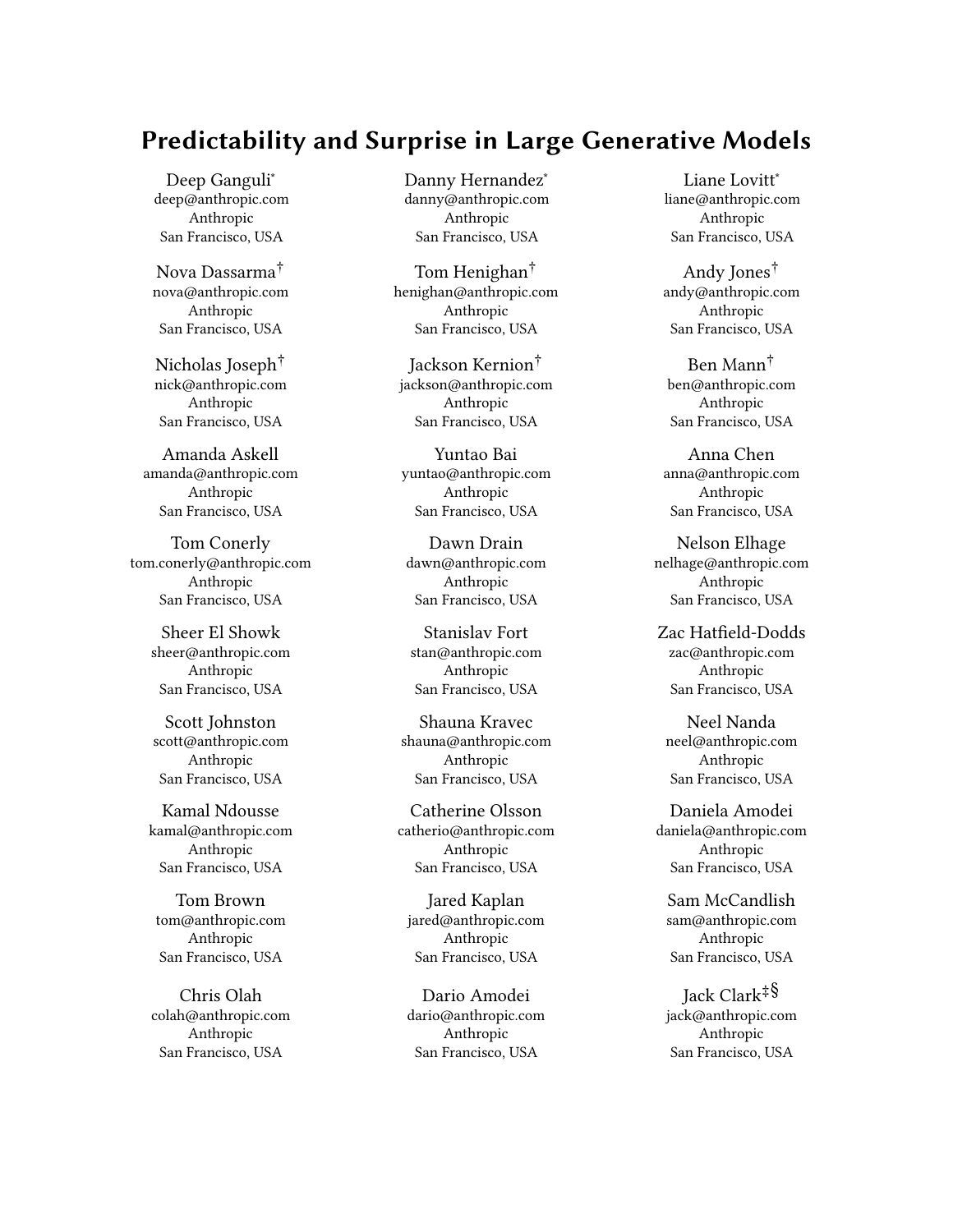# Predictability and Surprise in Large Generative Models

Deep Ganguli*
deep@anthropic.com
Anthropic
San Francisco, USA

Danny Hernandez*
danny@anthropic.com
Anthropic
San Francisco, USA

Liane Lovitt*
liane@anthropic.com
Anthropic
San Francisco, USA

Nova Dassarma†
nova@anthropic.com
Anthropic
San Francisco, USA

Tom Henighan†
henighan@anthropic.com
Anthropic
San Francisco, USA

Andy Jones†
andy@anthropic.com
Anthropic
San Francisco, USA

Nicholas Joseph†
nick@anthropic.com
Anthropic
San Francisco, USA

Jackson Kernion†
jackson@anthropic.com
Anthropic
San Francisco, USA

Ben Mann†
ben@anthropic.com
Anthropic
San Francisco, USA

Amanda Askell
amanda@anthropic.com
Anthropic
San Francisco, USA

Yuntao Bai
yuntao@anthropic.com
Anthropic
San Francisco, USA

Anna Chen
anna@anthropic.com
Anthropic
San Francisco, USA

Tom Conerly
tom.conerly@anthropic.com
Anthropic
San Francisco, USA

Dawn Drain
dawn@anthropic.com
Anthropic
San Francisco, USA

Nelson Elhage
nelhage@anthropic.com
Anthropic
San Francisco, USA

Sheer El Showk
sheer@anthropic.com
Anthropic
San Francisco, USA

Stanislav Fort
stan@anthropic.com
Anthropic
San Francisco, USA

Zac Hatfield-Dodds
zac@anthropic.com
Anthropic
San Francisco, USA

Scott Johnston
scott@anthropic.com
Anthropic
San Francisco, USA

Shauna Kravec
shauna@anthropic.com
Anthropic
San Francisco, USA

Neel Nanda
neel@anthropic.com
Anthropic
San Francisco, USA

Kamal Ndousse
kamal@anthropic.com
Anthropic
San Francisco, USA

Catherine Olsson
catherio@anthropic.com
Anthropic
San Francisco, USA

Daniela Amodei
daniela@anthropic.com
Anthropic
San Francisco, USA

Tom Brown
tom@anthropic.com
Anthropic
San Francisco, USA

Jared Kaplan
jared@anthropic.com
Anthropic
San Francisco, USA

Sam McCandlish
sam@anthropic.com
Anthropic
San Francisco, USA

Chris Olah
colah@anthropic.com
Anthropic
San Francisco, USA

Dario Amodei
dario@anthropic.com
Anthropic
San Francisco, USA

Jack Clark‡§
jack@anthropic.com
Anthropic
San Francisco, USA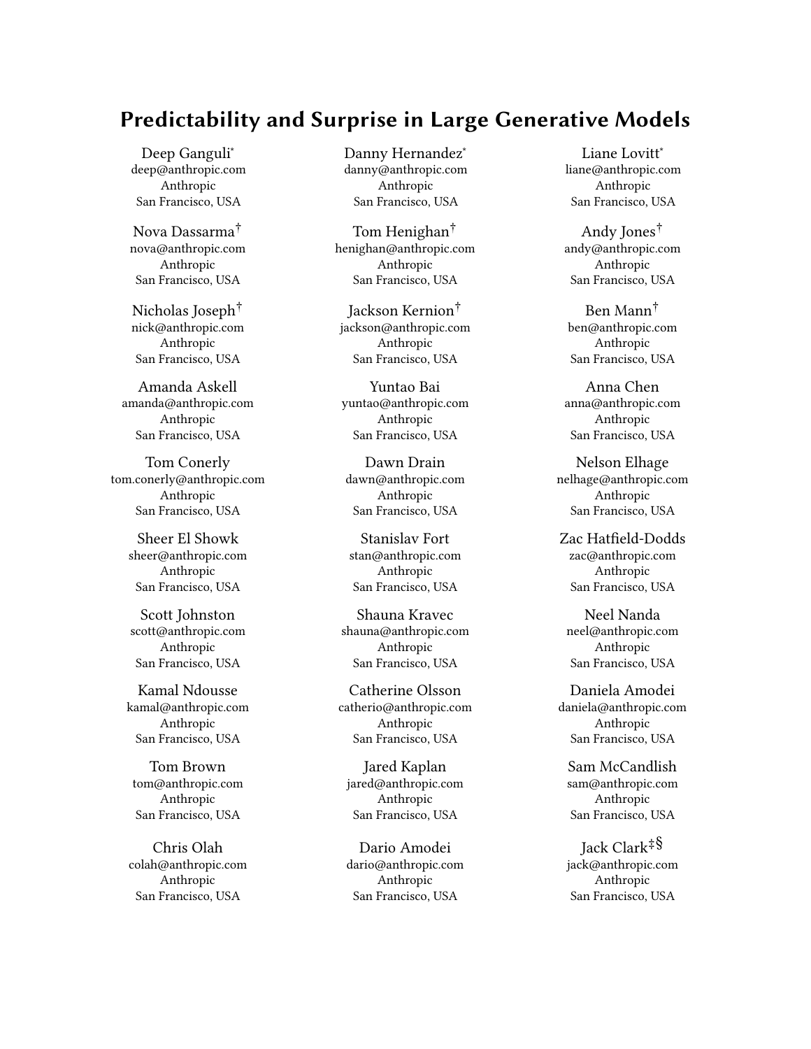# Predictability and Surprise in Large Generative Models

Deep Ganguli[*]
deep@anthropic.com
Anthropic
San Francisco, USA

Danny Hernandez[*]
danny@anthropic.com
Anthropic
San Francisco, USA

Liane Lovitt[*]
liane@anthropic.com
Anthropic
San Francisco, USA

Nova Dassarma[†]
nova@anthropic.com
Anthropic
San Francisco, USA

Tom Henighan[†]
henighan@anthropic.com
Anthropic
San Francisco, USA

Andy Jones[†]
andy@anthropic.com
Anthropic
San Francisco, USA

Nicholas Joseph[†]
nick@anthropic.com
Anthropic
San Francisco, USA

Jackson Kernion[†]
jackson@anthropic.com
Anthropic
San Francisco, USA

Ben Mann[†]
ben@anthropic.com
Anthropic
San Francisco, USA

Amanda Askell
amanda@anthropic.com
Anthropic
San Francisco, USA

Yuntao Bai
yuntao@anthropic.com
Anthropic
San Francisco, USA

Anna Chen
anna@anthropic.com
Anthropic
San Francisco, USA

Tom Conerly
tom.conerly@anthropic.com
Anthropic
San Francisco, USA

Dawn Drain
dawn@anthropic.com
Anthropic
San Francisco, USA

Nelson Elhage
nelhage@anthropic.com
Anthropic
San Francisco, USA

Sheer El Showk
sheer@anthropic.com
Anthropic
San Francisco, USA

Stanislav Fort
stan@anthropic.com
Anthropic
San Francisco, USA

Zac Hatfield-Dodds
zac@anthropic.com
Anthropic
San Francisco, USA

Scott Johnston
scott@anthropic.com
Anthropic
San Francisco, USA

Shauna Kravec
shauna@anthropic.com
Anthropic
San Francisco, USA

Neel Nanda
neel@anthropic.com
Anthropic
San Francisco, USA

Kamal Ndousse
kamal@anthropic.com
Anthropic
San Francisco, USA

Catherine Olsson
catherio@anthropic.com
Anthropic
San Francisco, USA

Daniela Amodei
daniela@anthropic.com
Anthropic
San Francisco, USA

Tom Brown
tom@anthropic.com
Anthropic
San Francisco, USA

Jared Kaplan
jared@anthropic.com
Anthropic
San Francisco, USA

Sam McCandlish
sam@anthropic.com
Anthropic
San Francisco, USA

Chris Olah
colah@anthropic.com
Anthropic
San Francisco, USA

Dario Amodei
dario@anthropic.com
Anthropic
San Francisco, USA

Jack Clark[‡§]
jack@anthropic.com
Anthropic
San Francisco, USA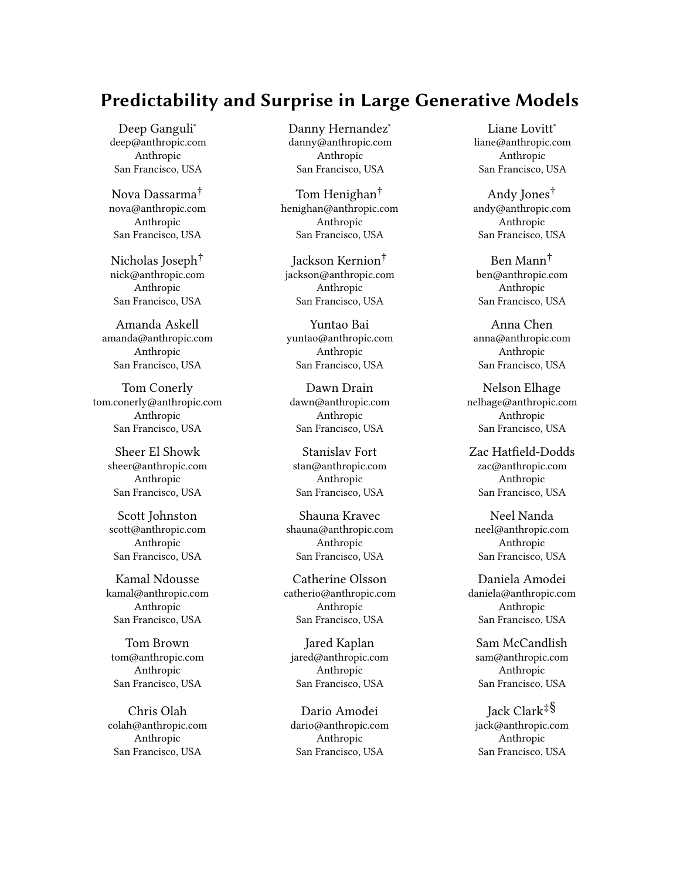# Predictability and Surprise in Large Generative Models

Deep Ganguli*
deep@anthropic.com
Anthropic
San Francisco, USA

Danny Hernandez*
danny@anthropic.com
Anthropic
San Francisco, USA

Liane Lovitt*
liane@anthropic.com
Anthropic
San Francisco, USA

Nova Dassarma†
nova@anthropic.com
Anthropic
San Francisco, USA

Tom Henighan†
henighan@anthropic.com
Anthropic
San Francisco, USA

Andy Jones†
andy@anthropic.com
Anthropic
San Francisco, USA

Nicholas Joseph†
nick@anthropic.com
Anthropic
San Francisco, USA

Jackson Kernion†
jackson@anthropic.com
Anthropic
San Francisco, USA

Ben Mann†
ben@anthropic.com
Anthropic
San Francisco, USA

Amanda Askell
amanda@anthropic.com
Anthropic
San Francisco, USA

Yuntao Bai
yuntao@anthropic.com
Anthropic
San Francisco, USA

Anna Chen
anna@anthropic.com
Anthropic
San Francisco, USA

Tom Conerly
tom.conerly@anthropic.com
Anthropic
San Francisco, USA

Dawn Drain
dawn@anthropic.com
Anthropic
San Francisco, USA

Nelson Elhage
nelhage@anthropic.com
Anthropic
San Francisco, USA

Sheer El Showk
sheer@anthropic.com
Anthropic
San Francisco, USA

Stanislav Fort
stan@anthropic.com
Anthropic
San Francisco, USA

Zac Hatfield-Dodds
zac@anthropic.com
Anthropic
San Francisco, USA

Scott Johnston
scott@anthropic.com
Anthropic
San Francisco, USA

Shauna Kravec
shauna@anthropic.com
Anthropic
San Francisco, USA

Neel Nanda
neel@anthropic.com
Anthropic
San Francisco, USA

Kamal Ndousse
kamal@anthropic.com
Anthropic
San Francisco, USA

Catherine Olsson
catherio@anthropic.com
Anthropic
San Francisco, USA

Daniela Amodei
daniela@anthropic.com
Anthropic
San Francisco, USA

Tom Brown
tom@anthropic.com
Anthropic
San Francisco, USA

Jared Kaplan
jared@anthropic.com
Anthropic
San Francisco, USA

Sam McCandlish
sam@anthropic.com
Anthropic
San Francisco, USA

Chris Olah
colah@anthropic.com
Anthropic
San Francisco, USA

Dario Amodei
dario@anthropic.com
Anthropic
San Francisco, USA

Jack Clark‡§
jack@anthropic.com
Anthropic
San Francisco, USA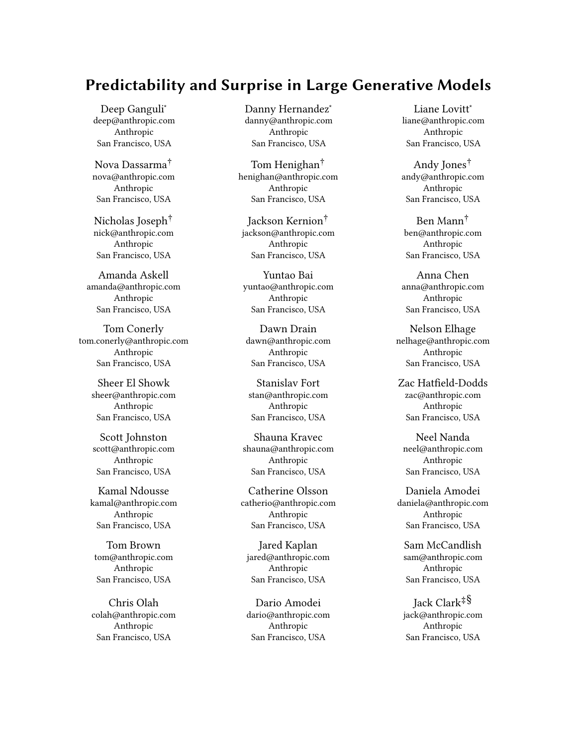# Predictability and Surprise in Large Generative Models

Deep Ganguli[*]
deep@anthropic.com
Anthropic
San Francisco, USA

Danny Hernandez[*]
danny@anthropic.com
Anthropic
San Francisco, USA

Liane Lovitt[*]
liane@anthropic.com
Anthropic
San Francisco, USA

Nova Dassarma[†]
nova@anthropic.com
Anthropic
San Francisco, USA

Tom Henighan[†]
henighan@anthropic.com
Anthropic
San Francisco, USA

Andy Jones[†]
andy@anthropic.com
Anthropic
San Francisco, USA

Nicholas Joseph[†]
nick@anthropic.com
Anthropic
San Francisco, USA

Jackson Kernion[†]
jackson@anthropic.com
Anthropic
San Francisco, USA

Ben Mann[†]
ben@anthropic.com
Anthropic
San Francisco, USA

Amanda Askell
amanda@anthropic.com
Anthropic
San Francisco, USA

Yuntao Bai
yuntao@anthropic.com
Anthropic
San Francisco, USA

Anna Chen
anna@anthropic.com
Anthropic
San Francisco, USA

Tom Conerly
tom.conerly@anthropic.com
Anthropic
San Francisco, USA

Dawn Drain
dawn@anthropic.com
Anthropic
San Francisco, USA

Nelson Elhage
nelhage@anthropic.com
Anthropic
San Francisco, USA

Sheer El Showk
sheer@anthropic.com
Anthropic
San Francisco, USA

Stanislav Fort
stan@anthropic.com
Anthropic
San Francisco, USA

Zac Hatfield-Dodds
zac@anthropic.com
Anthropic
San Francisco, USA

Scott Johnston
scott@anthropic.com
Anthropic
San Francisco, USA

Shauna Kravec
shauna@anthropic.com
Anthropic
San Francisco, USA

Neel Nanda
neel@anthropic.com
Anthropic
San Francisco, USA

Kamal Ndousse
kamal@anthropic.com
Anthropic
San Francisco, USA

Catherine Olsson
catherio@anthropic.com
Anthropic
San Francisco, USA

Daniela Amodei
daniela@anthropic.com
Anthropic
San Francisco, USA

Tom Brown
tom@anthropic.com
Anthropic
San Francisco, USA

Jared Kaplan
jared@anthropic.com
Anthropic
San Francisco, USA

Sam McCandlish
sam@anthropic.com
Anthropic
San Francisco, USA

Chris Olah
colah@anthropic.com
Anthropic
San Francisco, USA

Dario Amodei
dario@anthropic.com
Anthropic
San Francisco, USA

Jack Clark[‡§]
jack@anthropic.com
Anthropic
San Francisco, USA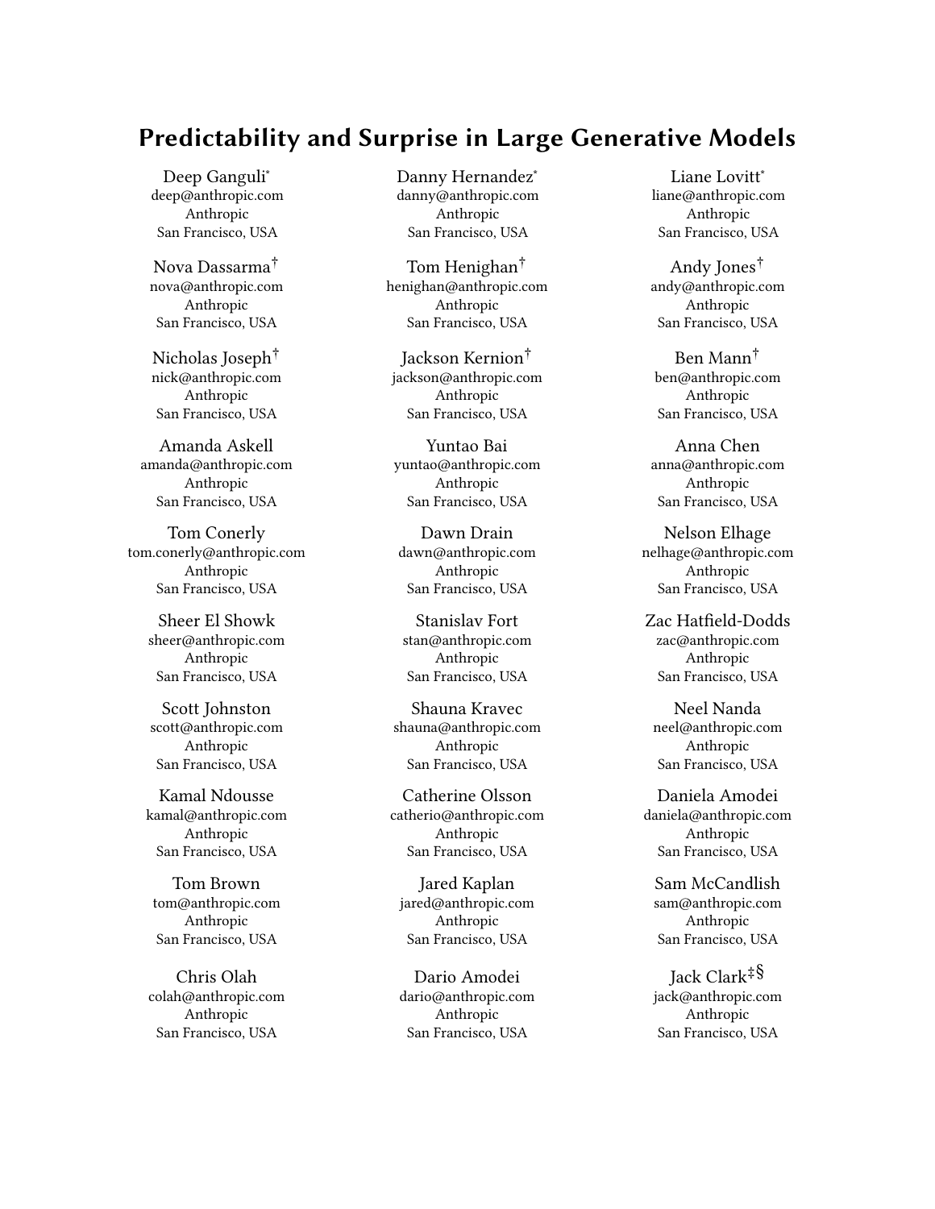# Predictability and Surprise in Large Generative Models

Deep Ganguli[*]
deep@anthropic.com
Anthropic
San Francisco, USA

Danny Hernandez[*]
danny@anthropic.com
Anthropic
San Francisco, USA

Liane Lovitt[*]
liane@anthropic.com
Anthropic
San Francisco, USA

Nova Dassarma[†]
nova@anthropic.com
Anthropic
San Francisco, USA

Tom Henighan[†]
henighan@anthropic.com
Anthropic
San Francisco, USA

Andy Jones[†]
andy@anthropic.com
Anthropic
San Francisco, USA

Nicholas Joseph[†]
nick@anthropic.com
Anthropic
San Francisco, USA

Jackson Kernion[†]
jackson@anthropic.com
Anthropic
San Francisco, USA

Ben Mann[†]
ben@anthropic.com
Anthropic
San Francisco, USA

Amanda Askell
amanda@anthropic.com
Anthropic
San Francisco, USA

Yuntao Bai
yuntao@anthropic.com
Anthropic
San Francisco, USA

Anna Chen
anna@anthropic.com
Anthropic
San Francisco, USA

Tom Conerly
tom.conerly@anthropic.com
Anthropic
San Francisco, USA

Dawn Drain
dawn@anthropic.com
Anthropic
San Francisco, USA

Nelson Elhage
nelhage@anthropic.com
Anthropic
San Francisco, USA

Sheer El Showk
sheer@anthropic.com
Anthropic
San Francisco, USA

Stanislav Fort
stan@anthropic.com
Anthropic
San Francisco, USA

Zac Hatfield-Dodds
zac@anthropic.com
Anthropic
San Francisco, USA

Scott Johnston
scott@anthropic.com
Anthropic
San Francisco, USA

Shauna Kravec
shauna@anthropic.com
Anthropic
San Francisco, USA

Neel Nanda
neel@anthropic.com
Anthropic
San Francisco, USA

Kamal Ndousse
kamal@anthropic.com
Anthropic
San Francisco, USA

Catherine Olsson
catherio@anthropic.com
Anthropic
San Francisco, USA

Daniela Amodei
daniela@anthropic.com
Anthropic
San Francisco, USA

Tom Brown
tom@anthropic.com
Anthropic
San Francisco, USA

Jared Kaplan
jared@anthropic.com
Anthropic
San Francisco, USA

Sam McCandlish
sam@anthropic.com
Anthropic
San Francisco, USA

Chris Olah
colah@anthropic.com
Anthropic
San Francisco, USA

Dario Amodei
dario@anthropic.com
Anthropic
San Francisco, USA

Jack Clark[‡§]
jack@anthropic.com
Anthropic
San Francisco, USA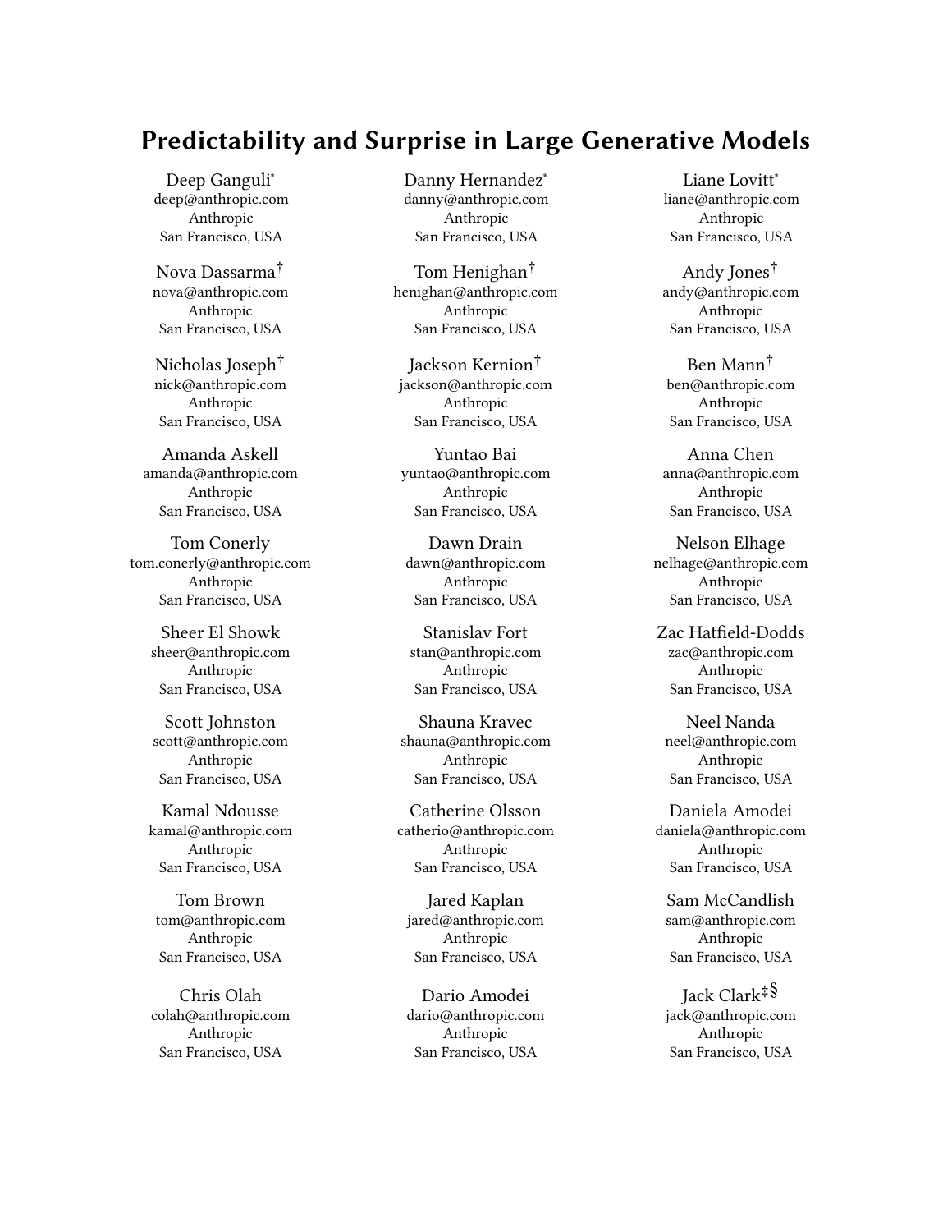# Predictability and Surprise in Large Generative Models

Deep Ganguli*
deep@anthropic.com
Anthropic
San Francisco, USA

Danny Hernandez*
danny@anthropic.com
Anthropic
San Francisco, USA

Liane Lovitt*
liane@anthropic.com
Anthropic
San Francisco, USA

Nova Dassarma†
nova@anthropic.com
Anthropic
San Francisco, USA

Tom Henighan†
henighan@anthropic.com
Anthropic
San Francisco, USA

Andy Jones†
andy@anthropic.com
Anthropic
San Francisco, USA

Nicholas Joseph†
nick@anthropic.com
Anthropic
San Francisco, USA

Jackson Kernion†
jackson@anthropic.com
Anthropic
San Francisco, USA

Ben Mann†
ben@anthropic.com
Anthropic
San Francisco, USA

Amanda Askell
amanda@anthropic.com
Anthropic
San Francisco, USA

Yuntao Bai
yuntao@anthropic.com
Anthropic
San Francisco, USA

Anna Chen
anna@anthropic.com
Anthropic
San Francisco, USA

Tom Conerly
tom.conerly@anthropic.com
Anthropic
San Francisco, USA

Dawn Drain
dawn@anthropic.com
Anthropic
San Francisco, USA

Nelson Elhage
nelhage@anthropic.com
Anthropic
San Francisco, USA

Sheer El Showk
sheer@anthropic.com
Anthropic
San Francisco, USA

Stanislav Fort
stan@anthropic.com
Anthropic
San Francisco, USA

Zac Hatfield-Dodds
zac@anthropic.com
Anthropic
San Francisco, USA

Scott Johnston
scott@anthropic.com
Anthropic
San Francisco, USA

Shauna Kravec
shauna@anthropic.com
Anthropic
San Francisco, USA

Neel Nanda
neel@anthropic.com
Anthropic
San Francisco, USA

Kamal Ndousse
kamal@anthropic.com
Anthropic
San Francisco, USA

Catherine Olsson
catherio@anthropic.com
Anthropic
San Francisco, USA

Daniela Amodei
daniela@anthropic.com
Anthropic
San Francisco, USA

Tom Brown
tom@anthropic.com
Anthropic
San Francisco, USA

Jared Kaplan
jared@anthropic.com
Anthropic
San Francisco, USA

Sam McCandlish
sam@anthropic.com
Anthropic
San Francisco, USA

Chris Olah
colah@anthropic.com
Anthropic
San Francisco, USA

Dario Amodei
dario@anthropic.com
Anthropic
San Francisco, USA

Jack Clark‡§
jack@anthropic.com
Anthropic
San Francisco, USA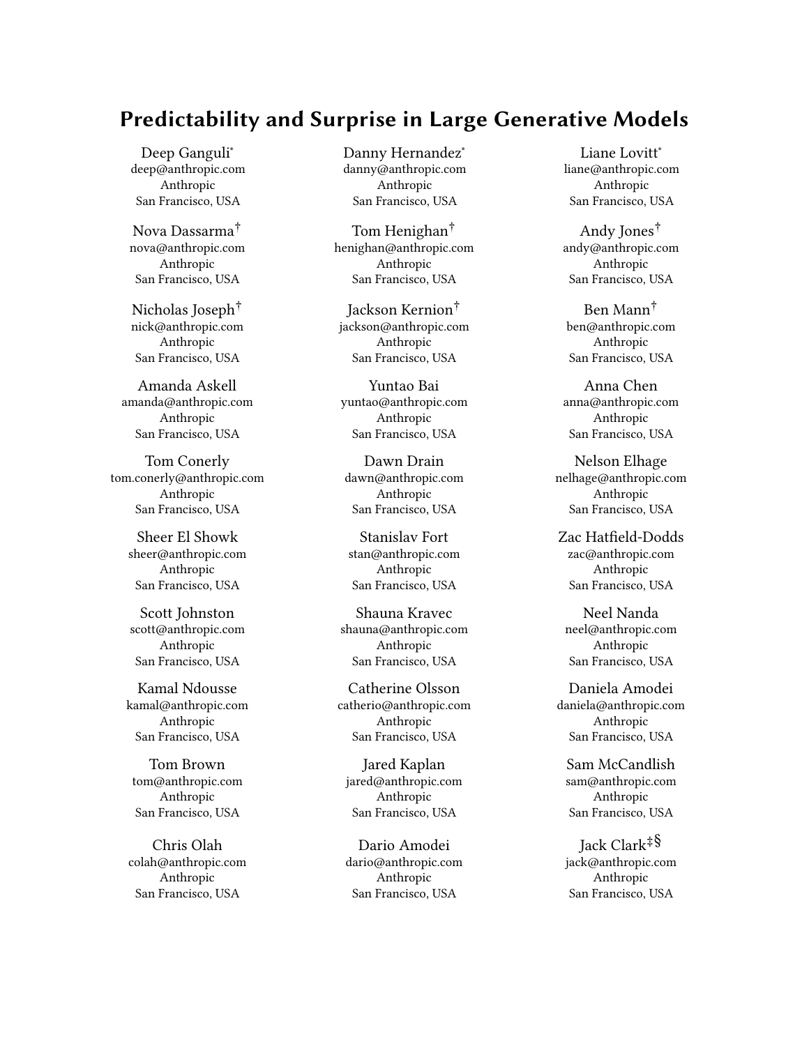# Predictability and Surprise in Large Generative Models

Deep Ganguli*
deep@anthropic.com
Anthropic
San Francisco, USA

Danny Hernandez*
danny@anthropic.com
Anthropic
San Francisco, USA

Liane Lovitt*
liane@anthropic.com
Anthropic
San Francisco, USA

Nova Dassarma†
nova@anthropic.com
Anthropic
San Francisco, USA

Tom Henighan†
henighan@anthropic.com
Anthropic
San Francisco, USA

Andy Jones†
andy@anthropic.com
Anthropic
San Francisco, USA

Nicholas Joseph†
nick@anthropic.com
Anthropic
San Francisco, USA

Jackson Kernion†
jackson@anthropic.com
Anthropic
San Francisco, USA

Ben Mann†
ben@anthropic.com
Anthropic
San Francisco, USA

Amanda Askell
amanda@anthropic.com
Anthropic
San Francisco, USA

Yuntao Bai
yuntao@anthropic.com
Anthropic
San Francisco, USA

Anna Chen
anna@anthropic.com
Anthropic
San Francisco, USA

Tom Conerly
tom.conerly@anthropic.com
Anthropic
San Francisco, USA

Dawn Drain
dawn@anthropic.com
Anthropic
San Francisco, USA

Nelson Elhage
nelhage@anthropic.com
Anthropic
San Francisco, USA

Sheer El Showk
sheer@anthropic.com
Anthropic
San Francisco, USA

Stanislav Fort
stan@anthropic.com
Anthropic
San Francisco, USA

Zac Hatfield-Dodds
zac@anthropic.com
Anthropic
San Francisco, USA

Scott Johnston
scott@anthropic.com
Anthropic
San Francisco, USA

Shauna Kravec
shauna@anthropic.com
Anthropic
San Francisco, USA

Neel Nanda
neel@anthropic.com
Anthropic
San Francisco, USA

Kamal Ndousse
kamal@anthropic.com
Anthropic
San Francisco, USA

Catherine Olsson
catherio@anthropic.com
Anthropic
San Francisco, USA

Daniela Amodei
daniela@anthropic.com
Anthropic
San Francisco, USA

Tom Brown
tom@anthropic.com
Anthropic
San Francisco, USA

Jared Kaplan
jared@anthropic.com
Anthropic
San Francisco, USA

Sam McCandlish
sam@anthropic.com
Anthropic
San Francisco, USA

Chris Olah
colah@anthropic.com
Anthropic
San Francisco, USA

Dario Amodei
dario@anthropic.com
Anthropic
San Francisco, USA

Jack Clark‡§
jack@anthropic.com
Anthropic
San Francisco, USA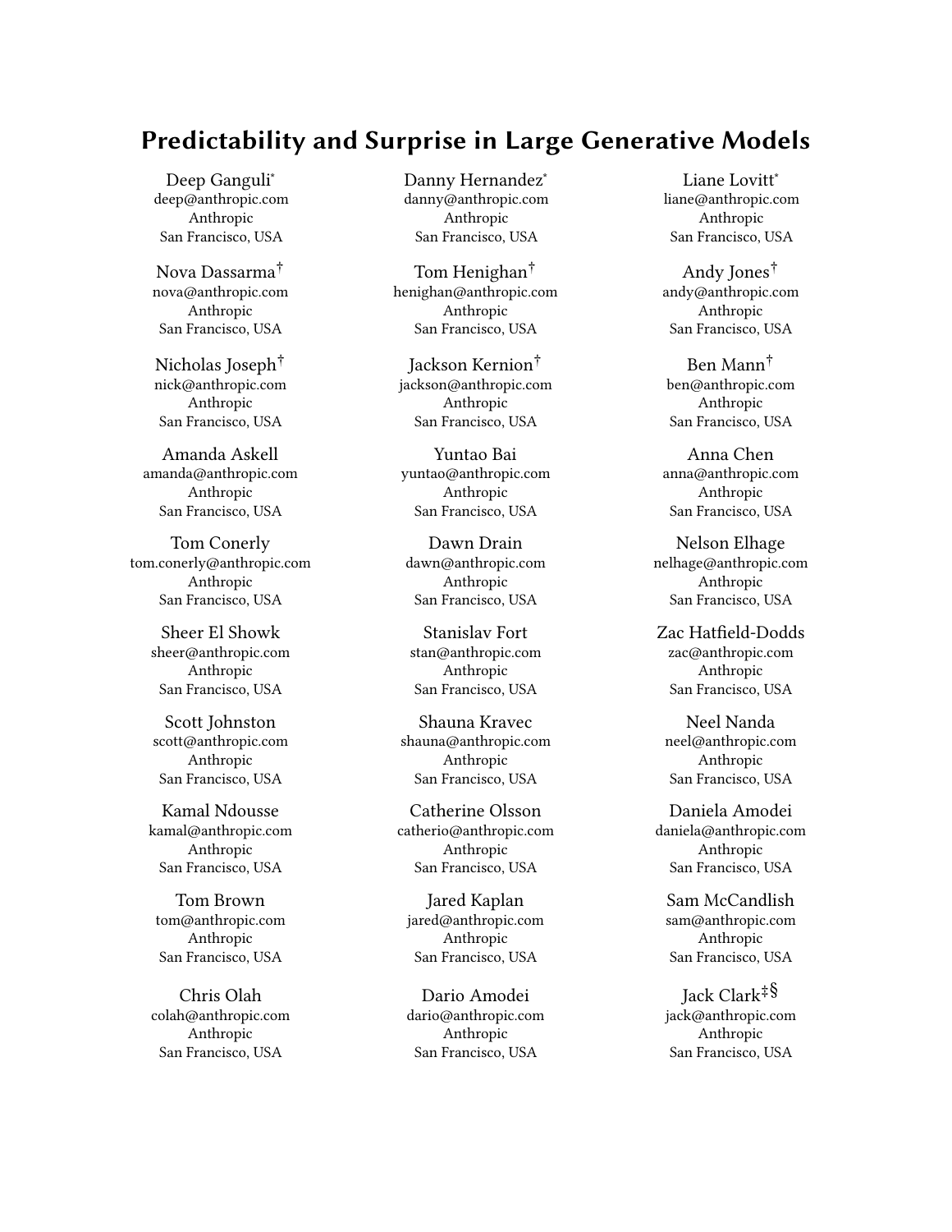# Predictability and Surprise in Large Generative Models

Deep Ganguli[*]
deep@anthropic.com
Anthropic
San Francisco, USA

Danny Hernandez[*]
danny@anthropic.com
Anthropic
San Francisco, USA

Liane Lovitt[*]
liane@anthropic.com
Anthropic
San Francisco, USA

Nova Dassarma[†]
nova@anthropic.com
Anthropic
San Francisco, USA

Tom Henighan[†]
henighan@anthropic.com
Anthropic
San Francisco, USA

Andy Jones[†]
andy@anthropic.com
Anthropic
San Francisco, USA

Nicholas Joseph[†]
nick@anthropic.com
Anthropic
San Francisco, USA

Jackson Kernion[†]
jackson@anthropic.com
Anthropic
San Francisco, USA

Ben Mann[†]
ben@anthropic.com
Anthropic
San Francisco, USA

Amanda Askell
amanda@anthropic.com
Anthropic
San Francisco, USA

Yuntao Bai
yuntao@anthropic.com
Anthropic
San Francisco, USA

Anna Chen
anna@anthropic.com
Anthropic
San Francisco, USA

Tom Conerly
tom.conerly@anthropic.com
Anthropic
San Francisco, USA

Dawn Drain
dawn@anthropic.com
Anthropic
San Francisco, USA

Nelson Elhage
nelhage@anthropic.com
Anthropic
San Francisco, USA

Sheer El Showk
sheer@anthropic.com
Anthropic
San Francisco, USA

Stanislav Fort
stan@anthropic.com
Anthropic
San Francisco, USA

Zac Hatfield-Dodds
zac@anthropic.com
Anthropic
San Francisco, USA

Scott Johnston
scott@anthropic.com
Anthropic
San Francisco, USA

Shauna Kravec
shauna@anthropic.com
Anthropic
San Francisco, USA

Neel Nanda
neel@anthropic.com
Anthropic
San Francisco, USA

Kamal Ndousse
kamal@anthropic.com
Anthropic
San Francisco, USA

Catherine Olsson
catherio@anthropic.com
Anthropic
San Francisco, USA

Daniela Amodei
daniela@anthropic.com
Anthropic
San Francisco, USA

Tom Brown
tom@anthropic.com
Anthropic
San Francisco, USA

Jared Kaplan
jared@anthropic.com
Anthropic
San Francisco, USA

Sam McCandlish
sam@anthropic.com
Anthropic
San Francisco, USA

Chris Olah
colah@anthropic.com
Anthropic
San Francisco, USA

Dario Amodei
dario@anthropic.com
Anthropic
San Francisco, USA

Jack Clark[‡§]
jack@anthropic.com
Anthropic
San Francisco, USA